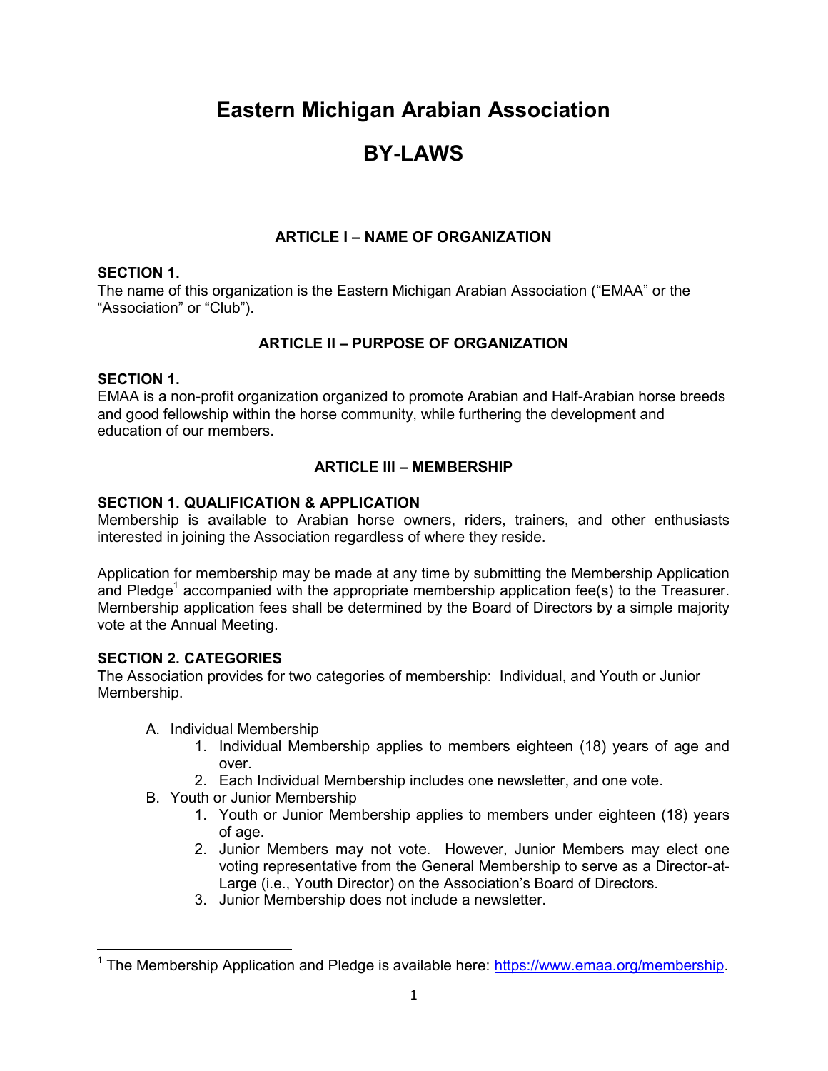# Eastern Michigan Arabian Association

# BY-LAWS

## ARTICLE I – NAME OF ORGANIZATION

**SECTION 1.**
The name of this organization is the Eastern Michigan Arabian Association ("EMAA" or the "Association" or "Club").

## ARTICLE II – PURPOSE OF ORGANIZATION

**SECTION 1.**
EMAA is a non-profit organization organized to promote Arabian and Half-Arabian horse breeds and good fellowship within the horse community, while furthering the development and education of our members.

## ARTICLE III – MEMBERSHIP

**SECTION 1. QUALIFICATION & APPLICATION**
Membership is available to Arabian horse owners, riders, trainers, and other enthusiasts interested in joining the Association regardless of where they reside.

Application for membership may be made at any time by submitting the Membership Application and Pledge[1] accompanied with the appropriate membership application fee(s) to the Treasurer. Membership application fees shall be determined by the Board of Directors by a simple majority vote at the Annual Meeting.

**SECTION 2. CATEGORIES**
The Association provides for two categories of membership: Individual, and Youth or Junior Membership.

A. Individual Membership
   1. Individual Membership applies to members eighteen (18) years of age and over.
   2. Each Individual Membership includes one newsletter, and one vote.

B. Youth or Junior Membership
   1. Youth or Junior Membership applies to members under eighteen (18) years of age.
   2. Junior Members may not vote. However, Junior Members may elect one voting representative from the General Membership to serve as a Director-at-Large (i.e., Youth Director) on the Association's Board of Directors.
   3. Junior Membership does not include a newsletter.

[1] The Membership Application and Pledge is available here: https://www.emaa.org/membership.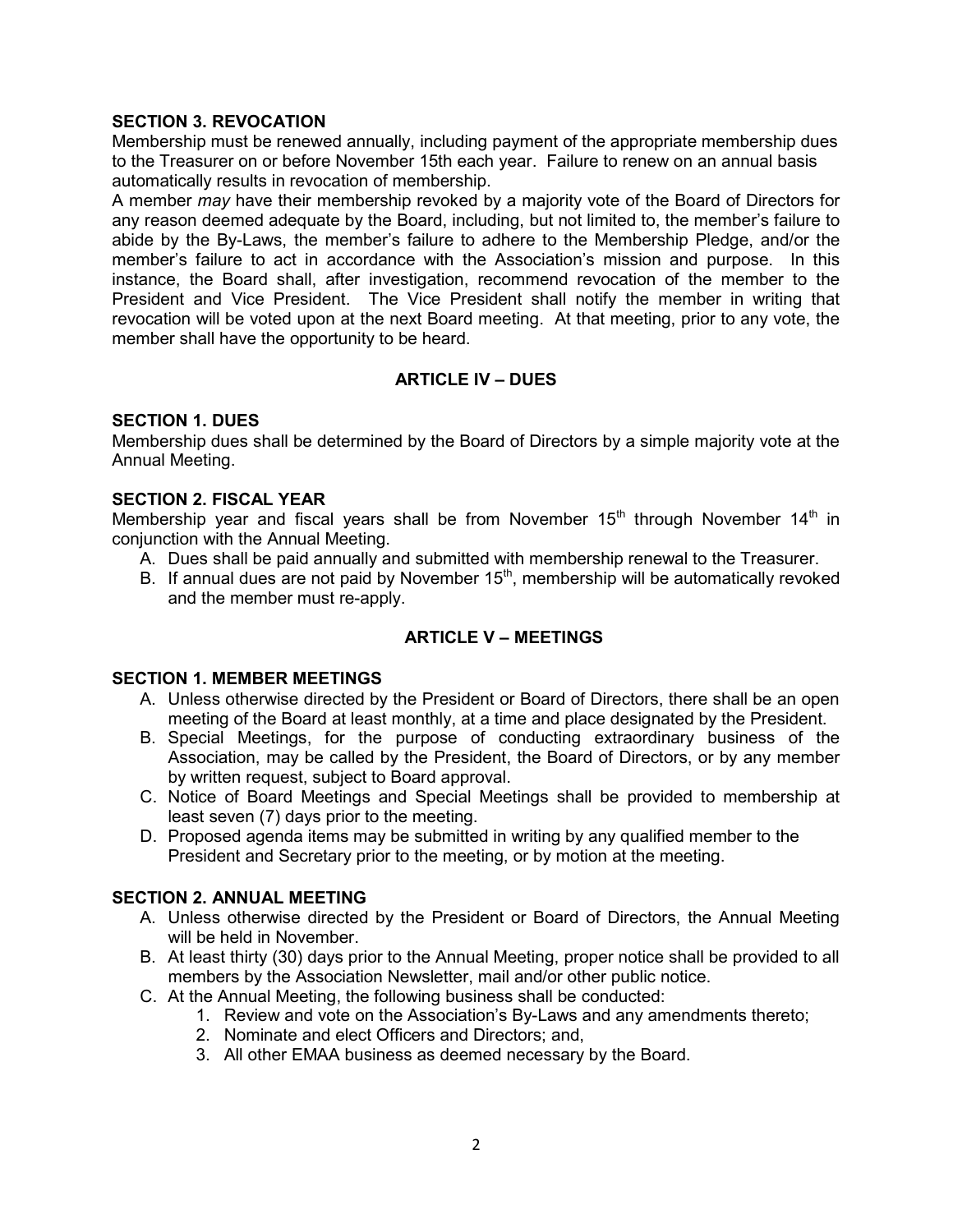**SECTION 3. REVOCATION**

Membership must be renewed annually, including payment of the appropriate membership dues to the Treasurer on or before November 15th each year. Failure to renew on an annual basis automatically results in revocation of membership.

A member *may* have their membership revoked by a majority vote of the Board of Directors for any reason deemed adequate by the Board, including, but not limited to, the member's failure to abide by the By-Laws, the member's failure to adhere to the Membership Pledge, and/or the member's failure to act in accordance with the Association's mission and purpose. In this instance, the Board shall, after investigation, recommend revocation of the member to the President and Vice President. The Vice President shall notify the member in writing that revocation will be voted upon at the next Board meeting. At that meeting, prior to any vote, the member shall have the opportunity to be heard.

## ARTICLE IV – DUES

**SECTION 1. DUES**

Membership dues shall be determined by the Board of Directors by a simple majority vote at the Annual Meeting.

**SECTION 2. FISCAL YEAR**

Membership year and fiscal years shall be from November 15th through November 14th in conjunction with the Annual Meeting.

A. Dues shall be paid annually and submitted with membership renewal to the Treasurer.
B. If annual dues are not paid by November 15th, membership will be automatically revoked and the member must re-apply.

## ARTICLE V – MEETINGS

**SECTION 1. MEMBER MEETINGS**

A. Unless otherwise directed by the President or Board of Directors, there shall be an open meeting of the Board at least monthly, at a time and place designated by the President.
B. Special Meetings, for the purpose of conducting extraordinary business of the Association, may be called by the President, the Board of Directors, or by any member by written request, subject to Board approval.
C. Notice of Board Meetings and Special Meetings shall be provided to membership at least seven (7) days prior to the meeting.
D. Proposed agenda items may be submitted in writing by any qualified member to the President and Secretary prior to the meeting, or by motion at the meeting.

**SECTION 2. ANNUAL MEETING**

A. Unless otherwise directed by the President or Board of Directors, the Annual Meeting will be held in November.
B. At least thirty (30) days prior to the Annual Meeting, proper notice shall be provided to all members by the Association Newsletter, mail and/or other public notice.
C. At the Annual Meeting, the following business shall be conducted:
    1. Review and vote on the Association's By-Laws and any amendments thereto;
    2. Nominate and elect Officers and Directors; and,
    3. All other EMAA business as deemed necessary by the Board.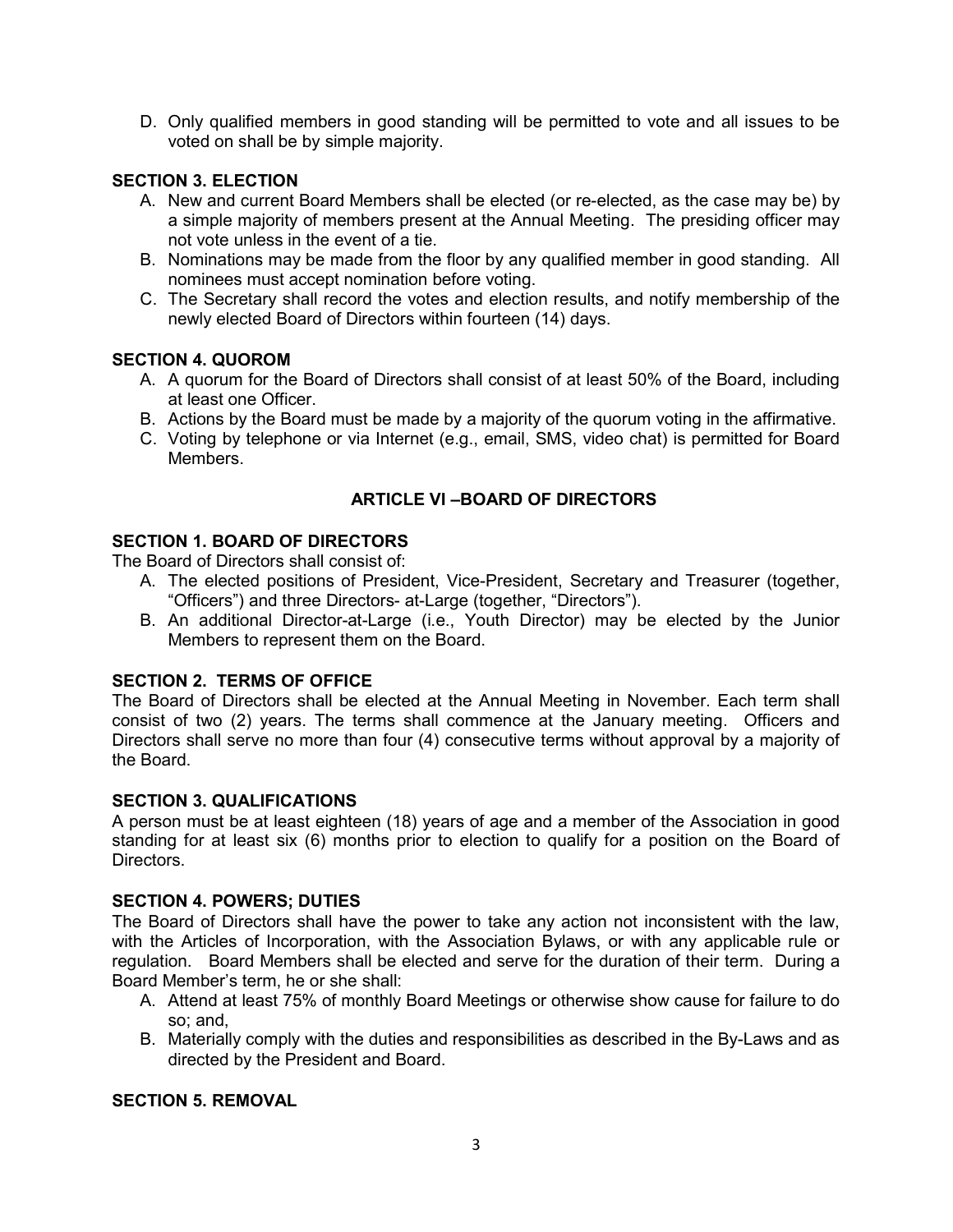D. Only qualified members in good standing will be permitted to vote and all issues to be voted on shall be by simple majority.

### SECTION 3. ELECTION

A. New and current Board Members shall be elected (or re-elected, as the case may be) by a simple majority of members present at the Annual Meeting. The presiding officer may not vote unless in the event of a tie.

B. Nominations may be made from the floor by any qualified member in good standing. All nominees must accept nomination before voting.

C. The Secretary shall record the votes and election results, and notify membership of the newly elected Board of Directors within fourteen (14) days.

### SECTION 4. QUOROM

A. A quorum for the Board of Directors shall consist of at least 50% of the Board, including at least one Officer.

B. Actions by the Board must be made by a majority of the quorum voting in the affirmative.

C. Voting by telephone or via Internet (e.g., email, SMS, video chat) is permitted for Board Members.

## ARTICLE VI –BOARD OF DIRECTORS

### SECTION 1. BOARD OF DIRECTORS

The Board of Directors shall consist of:

A. The elected positions of President, Vice-President, Secretary and Treasurer (together, "Officers") and three Directors- at-Large (together, "Directors").

B. An additional Director-at-Large (i.e., Youth Director) may be elected by the Junior Members to represent them on the Board.

### SECTION 2. TERMS OF OFFICE

The Board of Directors shall be elected at the Annual Meeting in November. Each term shall consist of two (2) years. The terms shall commence at the January meeting. Officers and Directors shall serve no more than four (4) consecutive terms without approval by a majority of the Board.

### SECTION 3. QUALIFICATIONS

A person must be at least eighteen (18) years of age and a member of the Association in good standing for at least six (6) months prior to election to qualify for a position on the Board of Directors.

### SECTION 4. POWERS; DUTIES

The Board of Directors shall have the power to take any action not inconsistent with the law, with the Articles of Incorporation, with the Association Bylaws, or with any applicable rule or regulation. Board Members shall be elected and serve for the duration of their term. During a Board Member's term, he or she shall:

A. Attend at least 75% of monthly Board Meetings or otherwise show cause for failure to do so; and,

B. Materially comply with the duties and responsibilities as described in the By-Laws and as directed by the President and Board.

### SECTION 5. REMOVAL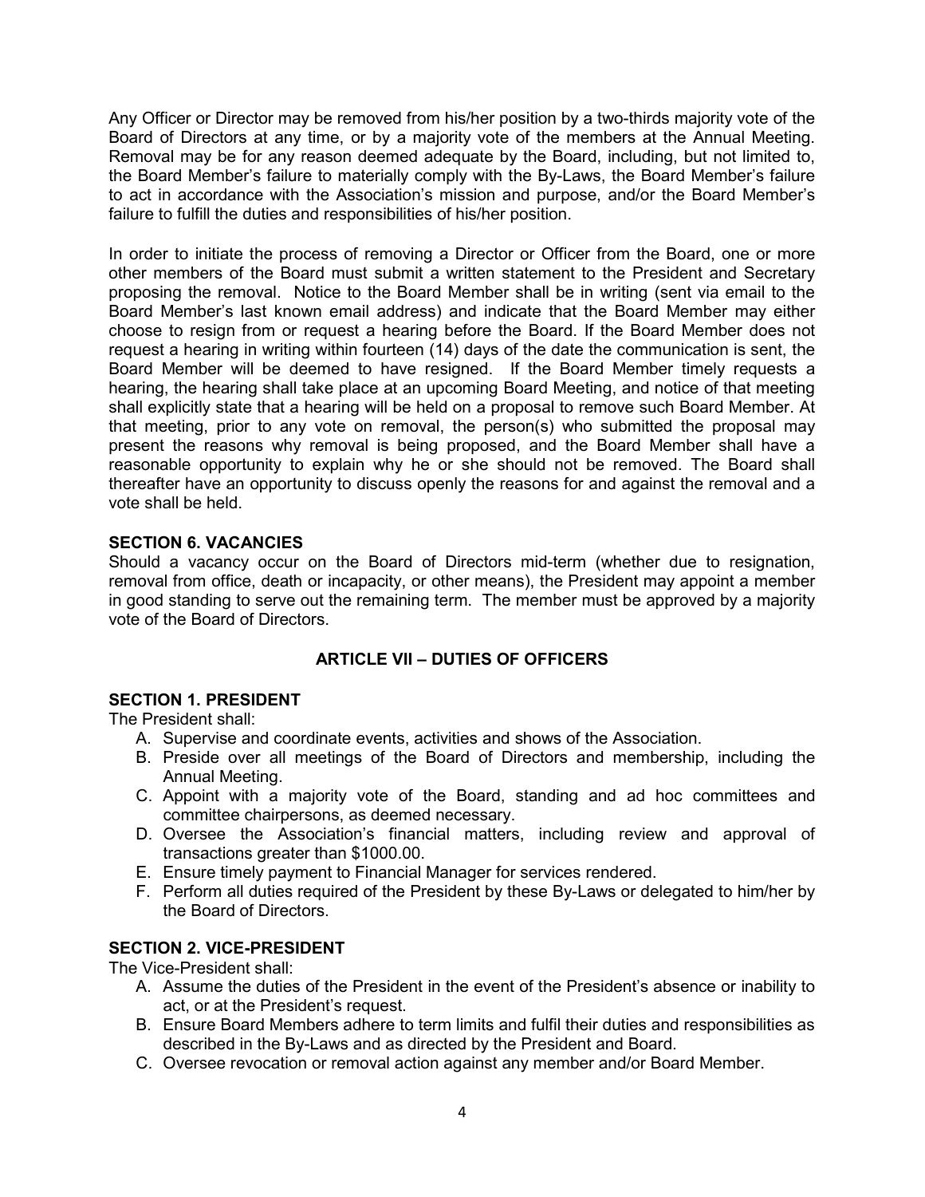Any Officer or Director may be removed from his/her position by a two-thirds majority vote of the Board of Directors at any time, or by a majority vote of the members at the Annual Meeting. Removal may be for any reason deemed adequate by the Board, including, but not limited to, the Board Member's failure to materially comply with the By-Laws, the Board Member's failure to act in accordance with the Association's mission and purpose, and/or the Board Member's failure to fulfill the duties and responsibilities of his/her position.

In order to initiate the process of removing a Director or Officer from the Board, one or more other members of the Board must submit a written statement to the President and Secretary proposing the removal. Notice to the Board Member shall be in writing (sent via email to the Board Member's last known email address) and indicate that the Board Member may either choose to resign from or request a hearing before the Board. If the Board Member does not request a hearing in writing within fourteen (14) days of the date the communication is sent, the Board Member will be deemed to have resigned. If the Board Member timely requests a hearing, the hearing shall take place at an upcoming Board Meeting, and notice of that meeting shall explicitly state that a hearing will be held on a proposal to remove such Board Member. At that meeting, prior to any vote on removal, the person(s) who submitted the proposal may present the reasons why removal is being proposed, and the Board Member shall have a reasonable opportunity to explain why he or she should not be removed. The Board shall thereafter have an opportunity to discuss openly the reasons for and against the removal and a vote shall be held.

### SECTION 6. VACANCIES

Should a vacancy occur on the Board of Directors mid-term (whether due to resignation, removal from office, death or incapacity, or other means), the President may appoint a member in good standing to serve out the remaining term. The member must be approved by a majority vote of the Board of Directors.

## ARTICLE VII – DUTIES OF OFFICERS

### SECTION 1. PRESIDENT

The President shall:

A. Supervise and coordinate events, activities and shows of the Association.
B. Preside over all meetings of the Board of Directors and membership, including the Annual Meeting.
C. Appoint with a majority vote of the Board, standing and ad hoc committees and committee chairpersons, as deemed necessary.
D. Oversee the Association's financial matters, including review and approval of transactions greater than $1000.00.
E. Ensure timely payment to Financial Manager for services rendered.
F. Perform all duties required of the President by these By-Laws or delegated to him/her by the Board of Directors.

### SECTION 2. VICE-PRESIDENT

The Vice-President shall:

A. Assume the duties of the President in the event of the President's absence or inability to act, or at the President's request.
B. Ensure Board Members adhere to term limits and fulfil their duties and responsibilities as described in the By-Laws and as directed by the President and Board.
C. Oversee revocation or removal action against any member and/or Board Member.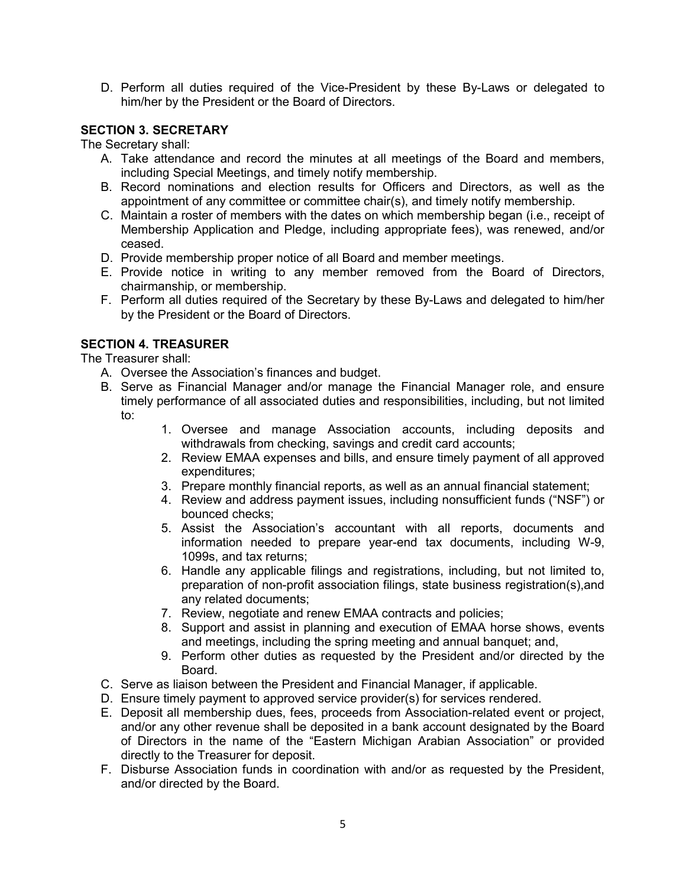D. Perform all duties required of the Vice-President by these By-Laws or delegated to him/her by the President or the Board of Directors.

**SECTION 3. SECRETARY**

The Secretary shall:

A. Take attendance and record the minutes at all meetings of the Board and members, including Special Meetings, and timely notify membership.
B. Record nominations and election results for Officers and Directors, as well as the appointment of any committee or committee chair(s), and timely notify membership.
C. Maintain a roster of members with the dates on which membership began (i.e., receipt of Membership Application and Pledge, including appropriate fees), was renewed, and/or ceased.
D. Provide membership proper notice of all Board and member meetings.
E. Provide notice in writing to any member removed from the Board of Directors, chairmanship, or membership.
F. Perform all duties required of the Secretary by these By-Laws and delegated to him/her by the President or the Board of Directors.

**SECTION 4. TREASURER**

The Treasurer shall:

A. Oversee the Association's finances and budget.
B. Serve as Financial Manager and/or manage the Financial Manager role, and ensure timely performance of all associated duties and responsibilities, including, but not limited to:
    1. Oversee and manage Association accounts, including deposits and withdrawals from checking, savings and credit card accounts;
    2. Review EMAA expenses and bills, and ensure timely payment of all approved expenditures;
    3. Prepare monthly financial reports, as well as an annual financial statement;
    4. Review and address payment issues, including nonsufficient funds ("NSF") or bounced checks;
    5. Assist the Association's accountant with all reports, documents and information needed to prepare year-end tax documents, including W-9, 1099s, and tax returns;
    6. Handle any applicable filings and registrations, including, but not limited to, preparation of non-profit association filings, state business registration(s),and any related documents;
    7. Review, negotiate and renew EMAA contracts and policies;
    8. Support and assist in planning and execution of EMAA horse shows, events and meetings, including the spring meeting and annual banquet; and,
    9. Perform other duties as requested by the President and/or directed by the Board.
C. Serve as liaison between the President and Financial Manager, if applicable.
D. Ensure timely payment to approved service provider(s) for services rendered.
E. Deposit all membership dues, fees, proceeds from Association-related event or project, and/or any other revenue shall be deposited in a bank account designated by the Board of Directors in the name of the "Eastern Michigan Arabian Association" or provided directly to the Treasurer for deposit.
F. Disburse Association funds in coordination with and/or as requested by the President, and/or directed by the Board.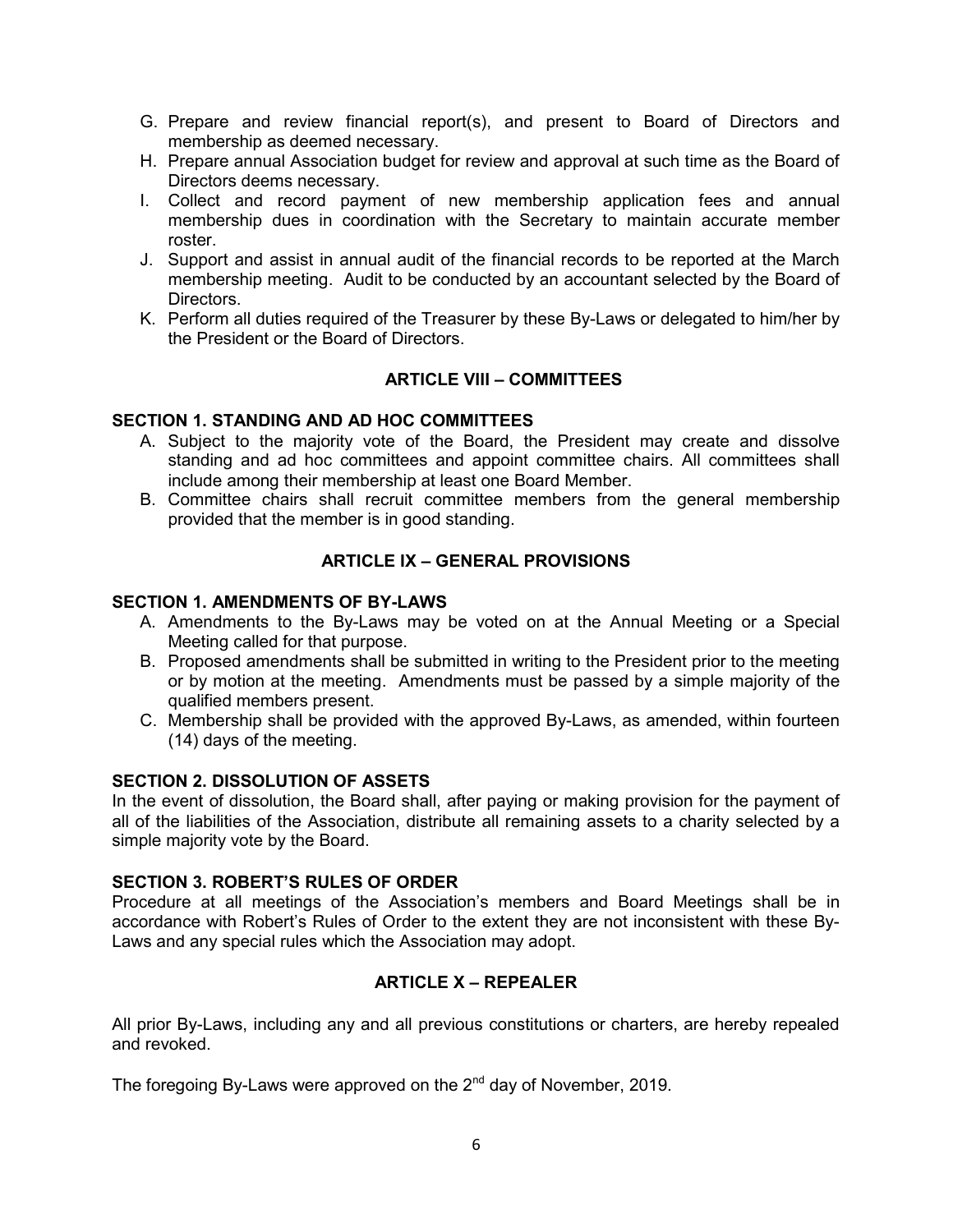G. Prepare and review financial report(s), and present to Board of Directors and membership as deemed necessary.
H. Prepare annual Association budget for review and approval at such time as the Board of Directors deems necessary.
I. Collect and record payment of new membership application fees and annual membership dues in coordination with the Secretary to maintain accurate member roster.
J. Support and assist in annual audit of the financial records to be reported at the March membership meeting. Audit to be conducted by an accountant selected by the Board of Directors.
K. Perform all duties required of the Treasurer by these By-Laws or delegated to him/her by the President or the Board of Directors.

## ARTICLE VIII – COMMITTEES

### SECTION 1. STANDING AND AD HOC COMMITTEES

A. Subject to the majority vote of the Board, the President may create and dissolve standing and ad hoc committees and appoint committee chairs. All committees shall include among their membership at least one Board Member.
B. Committee chairs shall recruit committee members from the general membership provided that the member is in good standing.

## ARTICLE IX – GENERAL PROVISIONS

### SECTION 1. AMENDMENTS OF BY-LAWS

A. Amendments to the By-Laws may be voted on at the Annual Meeting or a Special Meeting called for that purpose.
B. Proposed amendments shall be submitted in writing to the President prior to the meeting or by motion at the meeting. Amendments must be passed by a simple majority of the qualified members present.
C. Membership shall be provided with the approved By-Laws, as amended, within fourteen (14) days of the meeting.

### SECTION 2. DISSOLUTION OF ASSETS

In the event of dissolution, the Board shall, after paying or making provision for the payment of all of the liabilities of the Association, distribute all remaining assets to a charity selected by a simple majority vote by the Board.

### SECTION 3. ROBERT'S RULES OF ORDER

Procedure at all meetings of the Association's members and Board Meetings shall be in accordance with Robert's Rules of Order to the extent they are not inconsistent with these By-Laws and any special rules which the Association may adopt.

## ARTICLE X – REPEALER

All prior By-Laws, including any and all previous constitutions or charters, are hereby repealed and revoked.

The foregoing By-Laws were approved on the 2nd day of November, 2019.